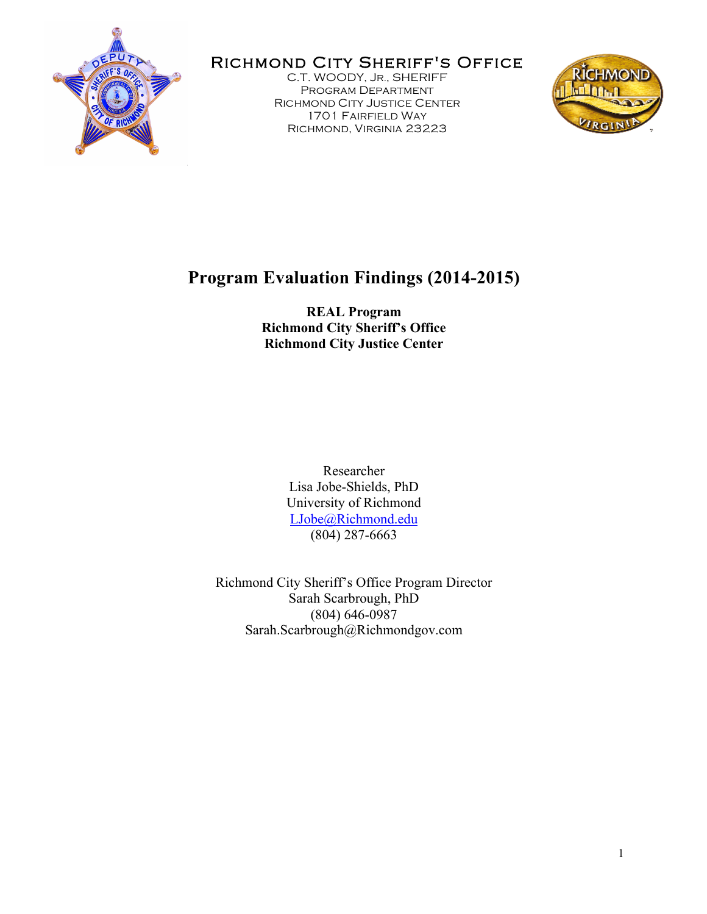Richmond City Sheriff's Office
C.T. WOODY, Jr., SHERIFF
Program Department
Richmond City Justice Center
1701 Fairfield Way
Richmond, Virginia 23223

# Program Evaluation Findings (2014-2015)

**REAL Program**
**Richmond City Sheriff's Office**
**Richmond City Justice Center**

Researcher
Lisa Jobe-Shields, PhD
University of Richmond
LJobe@Richmond.edu
(804) 287-6663

Richmond City Sheriff's Office Program Director
Sarah Scarbrough, PhD
(804) 646-0987
Sarah.Scarbrough@Richmondgov.com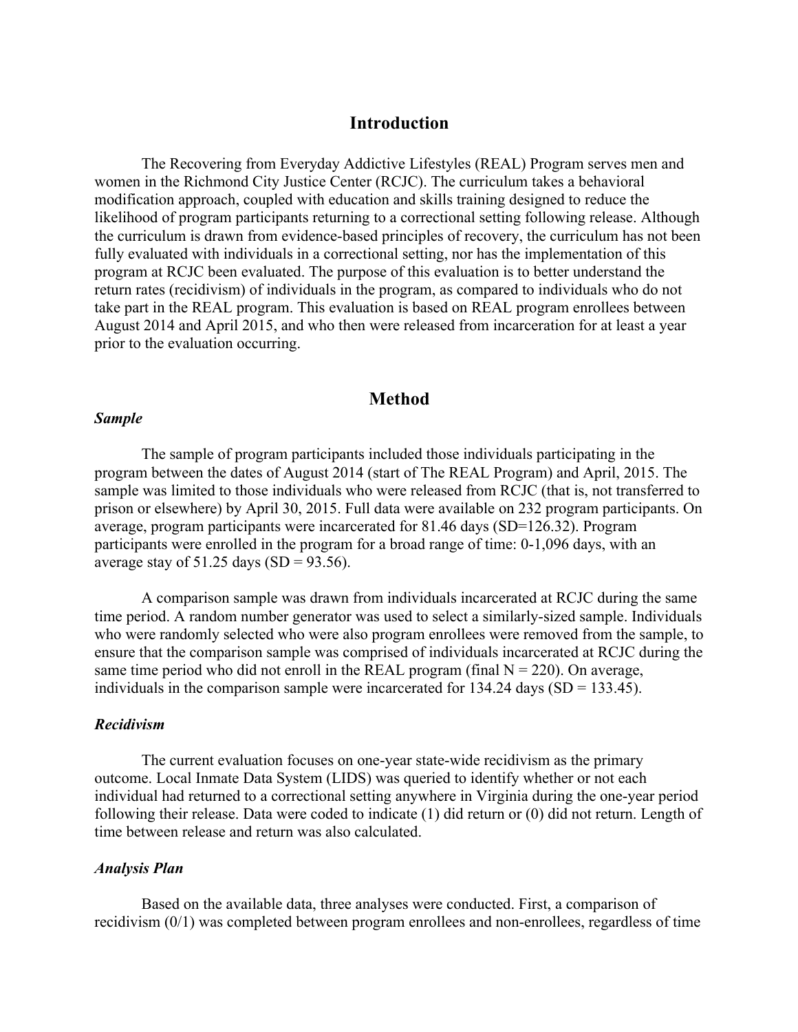## Introduction

The Recovering from Everyday Addictive Lifestyles (REAL) Program serves men and women in the Richmond City Justice Center (RCJC). The curriculum takes a behavioral modification approach, coupled with education and skills training designed to reduce the likelihood of program participants returning to a correctional setting following release. Although the curriculum is drawn from evidence-based principles of recovery, the curriculum has not been fully evaluated with individuals in a correctional setting, nor has the implementation of this program at RCJC been evaluated. The purpose of this evaluation is to better understand the return rates (recidivism) of individuals in the program, as compared to individuals who do not take part in the REAL program. This evaluation is based on REAL program enrollees between August 2014 and April 2015, and who then were released from incarceration for at least a year prior to the evaluation occurring.

## Method

### *Sample*

The sample of program participants included those individuals participating in the program between the dates of August 2014 (start of The REAL Program) and April, 2015. The sample was limited to those individuals who were released from RCJC (that is, not transferred to prison or elsewhere) by April 30, 2015. Full data were available on 232 program participants. On average, program participants were incarcerated for 81.46 days (SD=126.32). Program participants were enrolled in the program for a broad range of time: 0-1,096 days, with an average stay of 51.25 days (SD = 93.56).

A comparison sample was drawn from individuals incarcerated at RCJC during the same time period. A random number generator was used to select a similarly-sized sample. Individuals who were randomly selected who were also program enrollees were removed from the sample, to ensure that the comparison sample was comprised of individuals incarcerated at RCJC during the same time period who did not enroll in the REAL program (final N = 220). On average, individuals in the comparison sample were incarcerated for 134.24 days (SD = 133.45).

### *Recidivism*

The current evaluation focuses on one-year state-wide recidivism as the primary outcome. Local Inmate Data System (LIDS) was queried to identify whether or not each individual had returned to a correctional setting anywhere in Virginia during the one-year period following their release. Data were coded to indicate (1) did return or (0) did not return. Length of time between release and return was also calculated.

### *Analysis Plan*

Based on the available data, three analyses were conducted. First, a comparison of recidivism (0/1) was completed between program enrollees and non-enrollees, regardless of time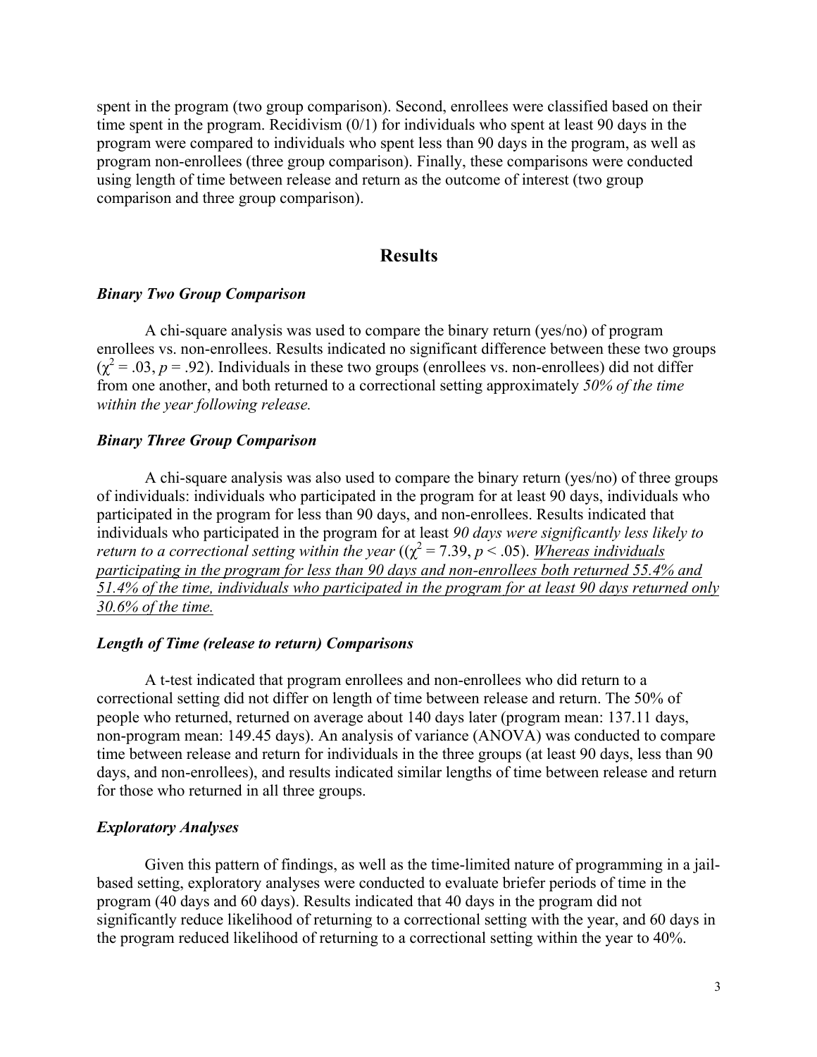spent in the program (two group comparison). Second, enrollees were classified based on their time spent in the program. Recidivism (0/1) for individuals who spent at least 90 days in the program were compared to individuals who spent less than 90 days in the program, as well as program non-enrollees (three group comparison). Finally, these comparisons were conducted using length of time between release and return as the outcome of interest (two group comparison and three group comparison).

## Results

### *Binary Two Group Comparison*

A chi-square analysis was used to compare the binary return (yes/no) of program enrollees vs. non-enrollees. Results indicated no significant difference between these two groups ($\chi^2 = .03$, $p = .92$). Individuals in these two groups (enrollees vs. non-enrollees) did not differ from one another, and both returned to a correctional setting approximately *50% of the time within the year following release.*

### *Binary Three Group Comparison*

A chi-square analysis was also used to compare the binary return (yes/no) of three groups of individuals: individuals who participated in the program for at least 90 days, individuals who participated in the program for less than 90 days, and non-enrollees. Results indicated that individuals who participated in the program for at least *90 days were significantly less likely to return to a correctional setting within the year* (($\chi^2 = 7.39$, $p < .05$). <u>*Whereas individuals participating in the program for less than 90 days and non-enrollees both returned 55.4% and 51.4% of the time, individuals who participated in the program for at least 90 days returned only 30.6% of the time.*</u>

### *Length of Time (release to return) Comparisons*

A t-test indicated that program enrollees and non-enrollees who did return to a correctional setting did not differ on length of time between release and return. The 50% of people who returned, returned on average about 140 days later (program mean: 137.11 days, non-program mean: 149.45 days). An analysis of variance (ANOVA) was conducted to compare time between release and return for individuals in the three groups (at least 90 days, less than 90 days, and non-enrollees), and results indicated similar lengths of time between release and return for those who returned in all three groups.

### *Exploratory Analyses*

Given this pattern of findings, as well as the time-limited nature of programming in a jail-based setting, exploratory analyses were conducted to evaluate briefer periods of time in the program (40 days and 60 days). Results indicated that 40 days in the program did not significantly reduce likelihood of returning to a correctional setting with the year, and 60 days in the program reduced likelihood of returning to a correctional setting within the year to 40%.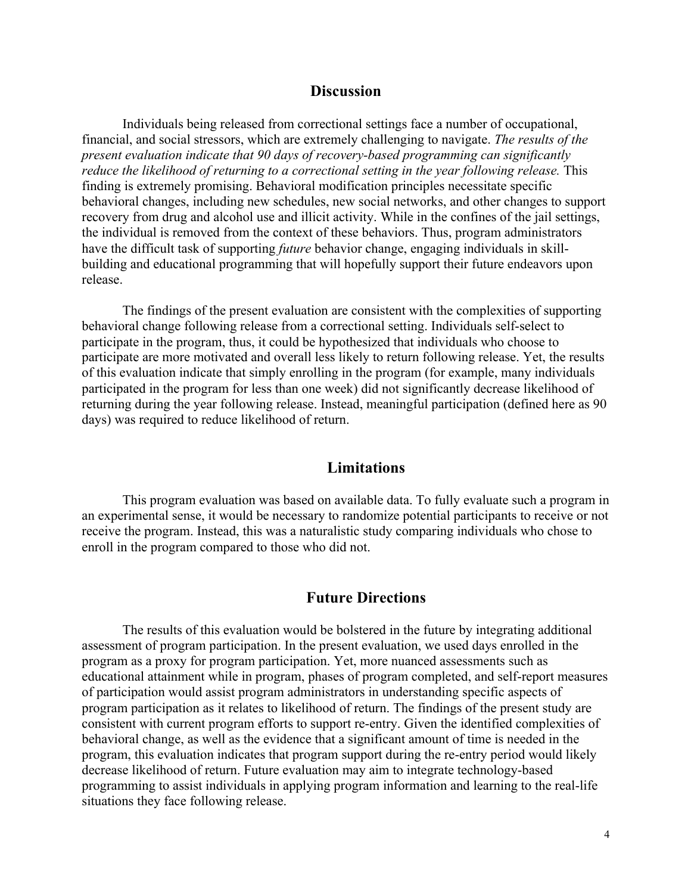## Discussion

Individuals being released from correctional settings face a number of occupational, financial, and social stressors, which are extremely challenging to navigate. *The results of the present evaluation indicate that 90 days of recovery-based programming can significantly reduce the likelihood of returning to a correctional setting in the year following release.* This finding is extremely promising. Behavioral modification principles necessitate specific behavioral changes, including new schedules, new social networks, and other changes to support recovery from drug and alcohol use and illicit activity. While in the confines of the jail settings, the individual is removed from the context of these behaviors. Thus, program administrators have the difficult task of supporting *future* behavior change, engaging individuals in skill-building and educational programming that will hopefully support their future endeavors upon release.

The findings of the present evaluation are consistent with the complexities of supporting behavioral change following release from a correctional setting. Individuals self-select to participate in the program, thus, it could be hypothesized that individuals who choose to participate are more motivated and overall less likely to return following release. Yet, the results of this evaluation indicate that simply enrolling in the program (for example, many individuals participated in the program for less than one week) did not significantly decrease likelihood of returning during the year following release. Instead, meaningful participation (defined here as 90 days) was required to reduce likelihood of return.

## Limitations

This program evaluation was based on available data. To fully evaluate such a program in an experimental sense, it would be necessary to randomize potential participants to receive or not receive the program. Instead, this was a naturalistic study comparing individuals who chose to enroll in the program compared to those who did not.

## Future Directions

The results of this evaluation would be bolstered in the future by integrating additional assessment of program participation. In the present evaluation, we used days enrolled in the program as a proxy for program participation. Yet, more nuanced assessments such as educational attainment while in program, phases of program completed, and self-report measures of participation would assist program administrators in understanding specific aspects of program participation as it relates to likelihood of return. The findings of the present study are consistent with current program efforts to support re-entry. Given the identified complexities of behavioral change, as well as the evidence that a significant amount of time is needed in the program, this evaluation indicates that program support during the re-entry period would likely decrease likelihood of return. Future evaluation may aim to integrate technology-based programming to assist individuals in applying program information and learning to the real-life situations they face following release.